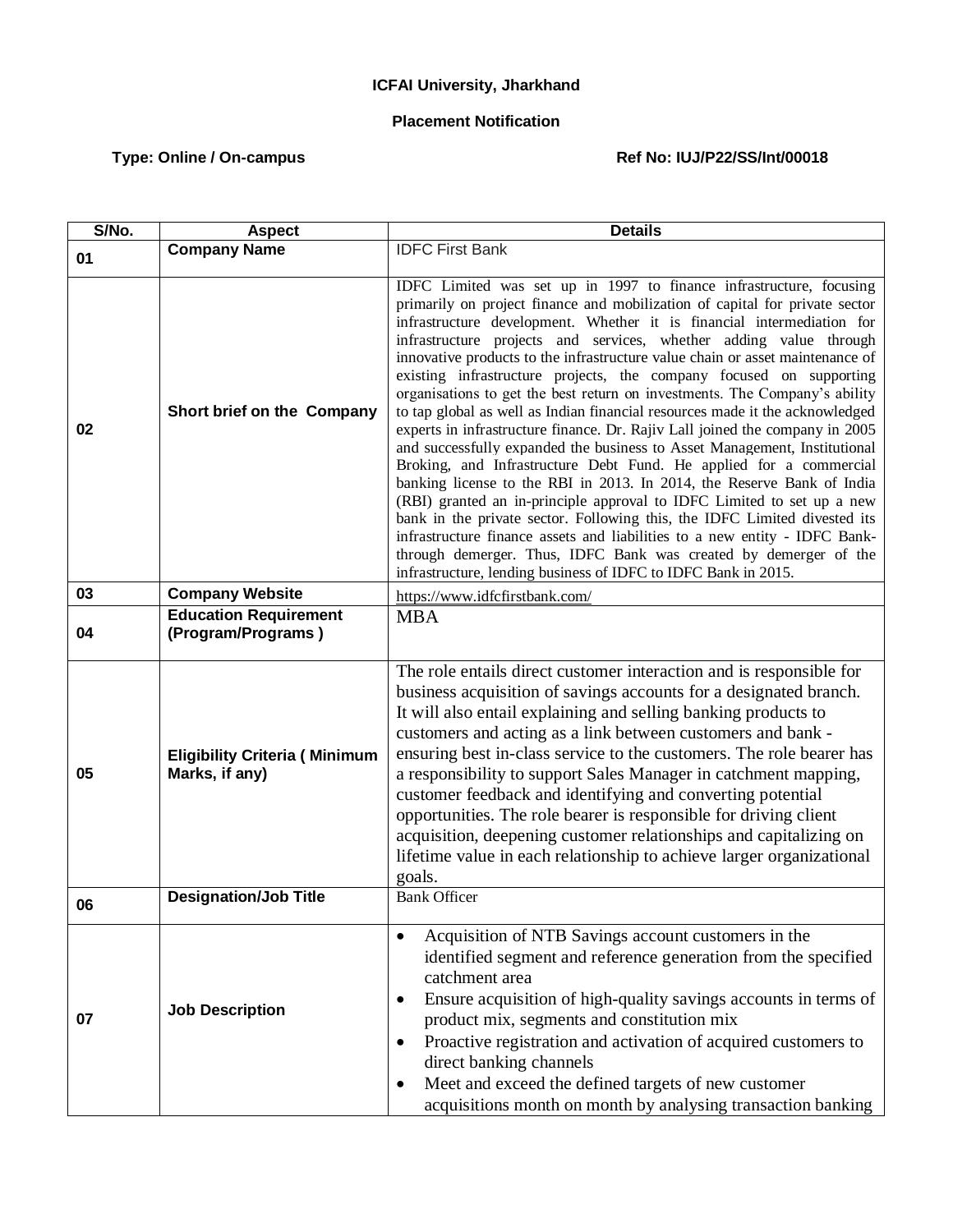**ICFAI University, Jharkhand**

**Placement Notification**

**Type: Online / On-campus** **Ref No: IUJ/P22/SS/Int/00018**

| S/No. | Aspect | Details |
|---|---|---|
| 01 | **Company Name** | IDFC First Bank |
| 02 | **Short brief on the Company** | IDFC Limited was set up in 1997 to finance infrastructure, focusing primarily on project finance and mobilization of capital for private sector infrastructure development. Whether it is financial intermediation for infrastructure projects and services, whether adding value through innovative products to the infrastructure value chain or asset maintenance of existing infrastructure projects, the company focused on supporting organisations to get the best return on investments. The Company's ability to tap global as well as Indian financial resources made it the acknowledged experts in infrastructure finance. Dr. Rajiv Lall joined the company in 2005 and successfully expanded the business to Asset Management, Institutional Broking, and Infrastructure Debt Fund. He applied for a commercial banking license to the RBI in 2013. In 2014, the Reserve Bank of India (RBI) granted an in-principle approval to IDFC Limited to set up a new bank in the private sector. Following this, the IDFC Limited divested its infrastructure finance assets and liabilities to a new entity - IDFC Bank-through demerger. Thus, IDFC Bank was created by demerger of the infrastructure, lending business of IDFC to IDFC Bank in 2015. |
| 03 | **Company Website** | https://www.idfcfirstbank.com/ |
| 04 | **Education Requirement (Program/Programs )** | MBA |
| 05 | **Eligibility Criteria ( Minimum Marks, if any)** | The role entails direct customer interaction and is responsible for business acquisition of savings accounts for a designated branch. It will also entail explaining and selling banking products to customers and acting as a link between customers and bank - ensuring best in-class service to the customers. The role bearer has a responsibility to support Sales Manager in catchment mapping, customer feedback and identifying and converting potential opportunities. The role bearer is responsible for driving client acquisition, deepening customer relationships and capitalizing on lifetime value in each relationship to achieve larger organizational goals. |
| 06 | **Designation/Job Title** | Bank Officer |
| 07 | **Job Description** | • Acquisition of NTB Savings account customers in the identified segment and reference generation from the specified catchment area<br>• Ensure acquisition of high-quality savings accounts in terms of product mix, segments and constitution mix<br>• Proactive registration and activation of acquired customers to direct banking channels<br>• Meet and exceed the defined targets of new customer acquisitions month on month by analysing transaction banking |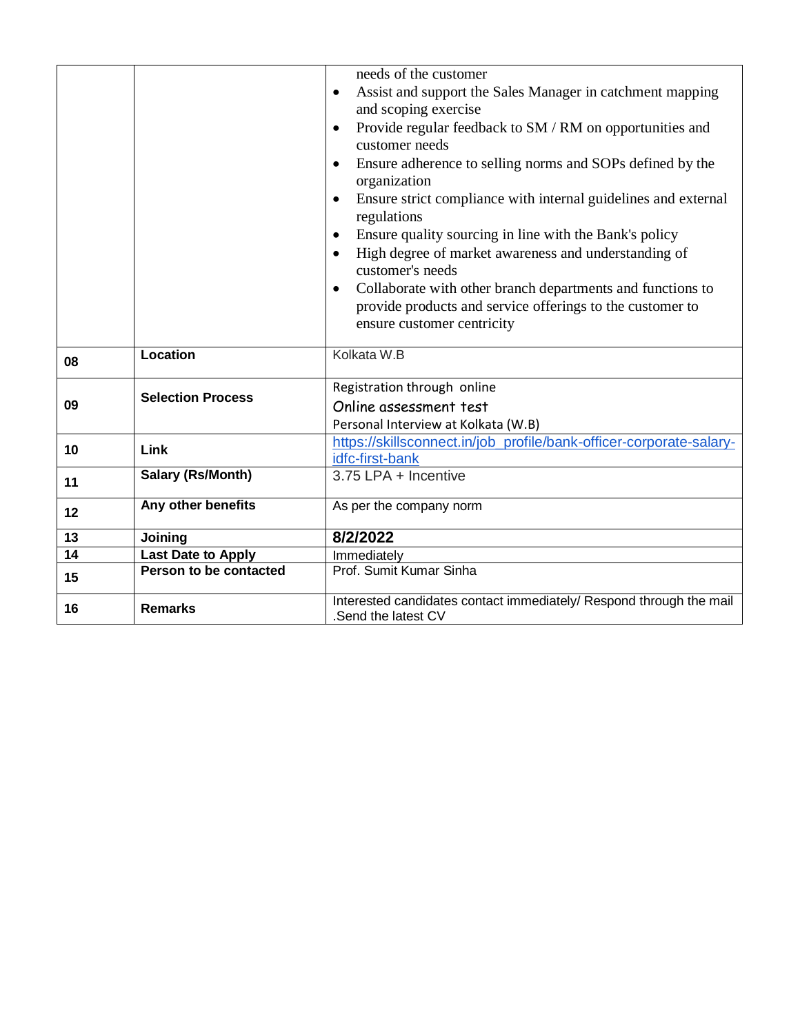| | | |
|---|---|---|
| | | needs of the customer<br>• Assist and support the Sales Manager in catchment mapping and scoping exercise<br>• Provide regular feedback to SM / RM on opportunities and customer needs<br>• Ensure adherence to selling norms and SOPs defined by the organization<br>• Ensure strict compliance with internal guidelines and external regulations<br>• Ensure quality sourcing in line with the Bank's policy<br>• High degree of market awareness and understanding of customer's needs<br>• Collaborate with other branch departments and functions to provide products and service offerings to the customer to ensure customer centricity |
| 08 | **Location** | Kolkata W.B |
| 09 | **Selection Process** | Registration through online<br>Online assessment test<br>Personal Interview at Kolkata (W.B) |
| 10 | **Link** | https://skillsconnect.in/job_profile/bank-officer-corporate-salary-idfc-first-bank |
| 11 | **Salary (Rs/Month)** | 3.75 LPA + Incentive |
| 12 | **Any other benefits** | As per the company norm |
| 13 | **Joining** | **8/2/2022** |
| 14 | **Last Date to Apply** | Immediately |
| 15 | **Person to be contacted** | Prof. Sumit Kumar Sinha |
| 16 | **Remarks** | Interested candidates contact immediately/ Respond through the mail .Send the latest CV |